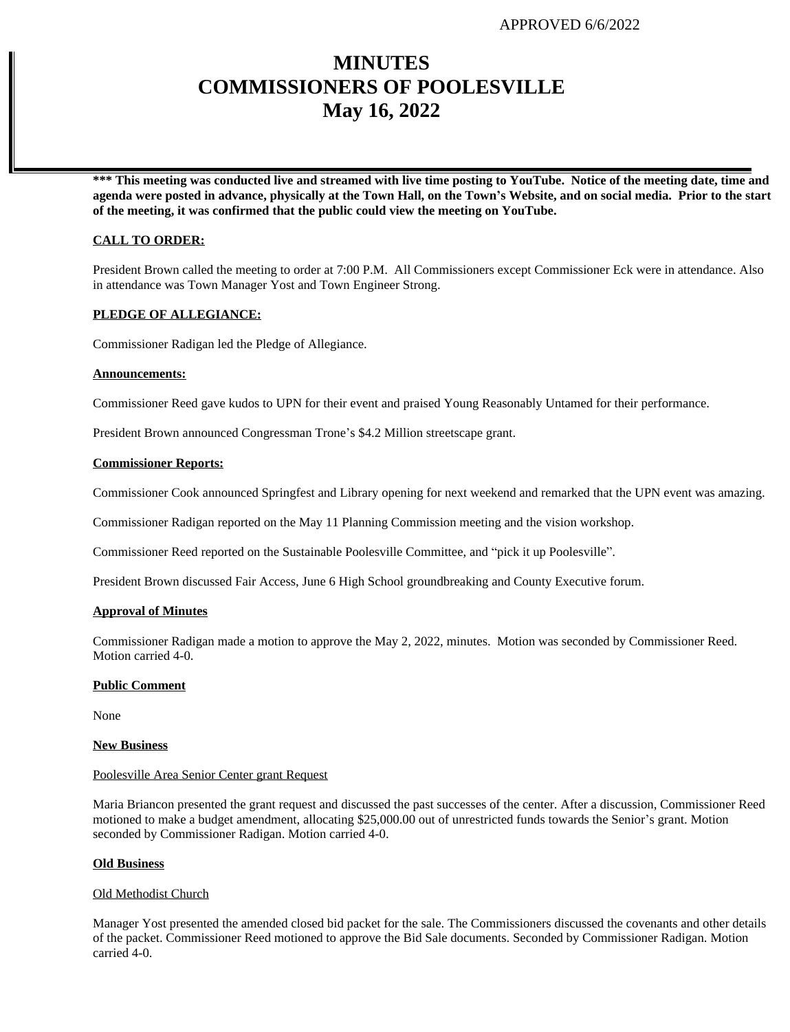APPROVED 6/6/2022

# MINUTES
# COMMISSIONERS OF POOLESVILLE
# May 16, 2022

**\*\*\* This meeting was conducted live and streamed with live time posting to YouTube. Notice of the meeting date, time and agenda were posted in advance, physically at the Town Hall, on the Town's Website, and on social media. Prior to the start of the meeting, it was confirmed that the public could view the meeting on YouTube.**

**CALL TO ORDER:**

President Brown called the meeting to order at 7:00 P.M. All Commissioners except Commissioner Eck were in attendance. Also in attendance was Town Manager Yost and Town Engineer Strong.

**PLEDGE OF ALLEGIANCE:**

Commissioner Radigan led the Pledge of Allegiance.

**Announcements:**

Commissioner Reed gave kudos to UPN for their event and praised Young Reasonably Untamed for their performance.

President Brown announced Congressman Trone's $4.2 Million streetscape grant.

**Commissioner Reports:**

Commissioner Cook announced Springfest and Library opening for next weekend and remarked that the UPN event was amazing.

Commissioner Radigan reported on the May 11 Planning Commission meeting and the vision workshop.

Commissioner Reed reported on the Sustainable Poolesville Committee, and "pick it up Poolesville".

President Brown discussed Fair Access, June 6 High School groundbreaking and County Executive forum.

**Approval of Minutes**

Commissioner Radigan made a motion to approve the May 2, 2022, minutes. Motion was seconded by Commissioner Reed. Motion carried 4-0.

**Public Comment**

None

**New Business**

Poolesville Area Senior Center grant Request

Maria Briancon presented the grant request and discussed the past successes of the center. After a discussion, Commissioner Reed motioned to make a budget amendment, allocating $25,000.00 out of unrestricted funds towards the Senior's grant. Motion seconded by Commissioner Radigan. Motion carried 4-0.

**Old Business**

Old Methodist Church

Manager Yost presented the amended closed bid packet for the sale. The Commissioners discussed the covenants and other details of the packet. Commissioner Reed motioned to approve the Bid Sale documents. Seconded by Commissioner Radigan. Motion carried 4-0.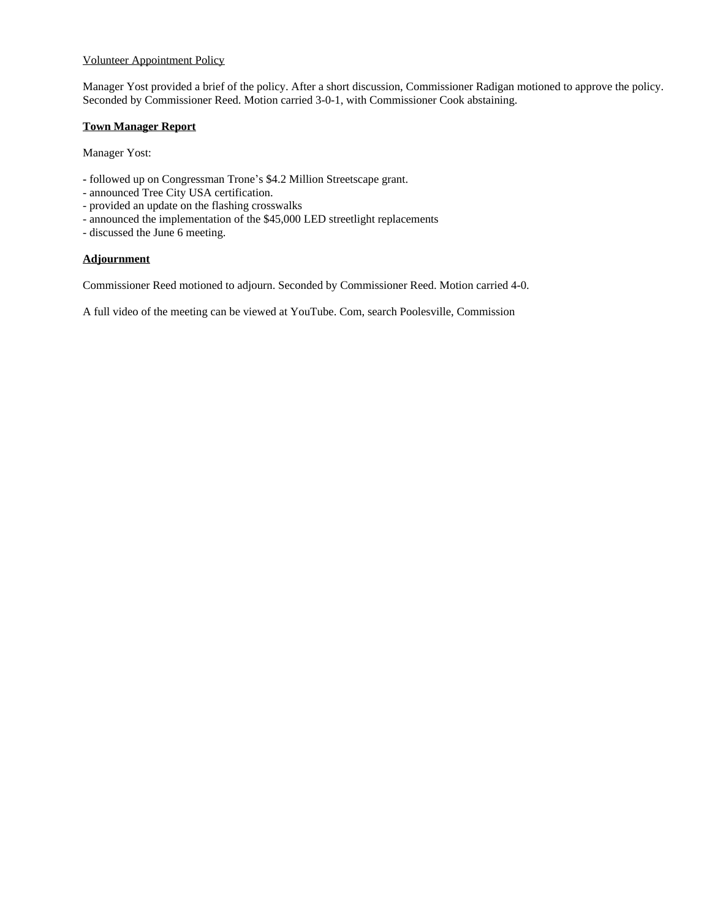Volunteer Appointment Policy

Manager Yost provided a brief of the policy. After a short discussion, Commissioner Radigan motioned to approve the policy. Seconded by Commissioner Reed. Motion carried 3-0-1, with Commissioner Cook abstaining.

**Town Manager Report**

Manager Yost:

- followed up on Congressman Trone's $4.2 Million Streetscape grant.
- announced Tree City USA certification.
- provided an update on the flashing crosswalks
- announced the implementation of the $45,000 LED streetlight replacements
- discussed the June 6 meeting.

**Adjournment**

Commissioner Reed motioned to adjourn. Seconded by Commissioner Reed. Motion carried 4-0.

A full video of the meeting can be viewed at YouTube. Com, search Poolesville, Commission